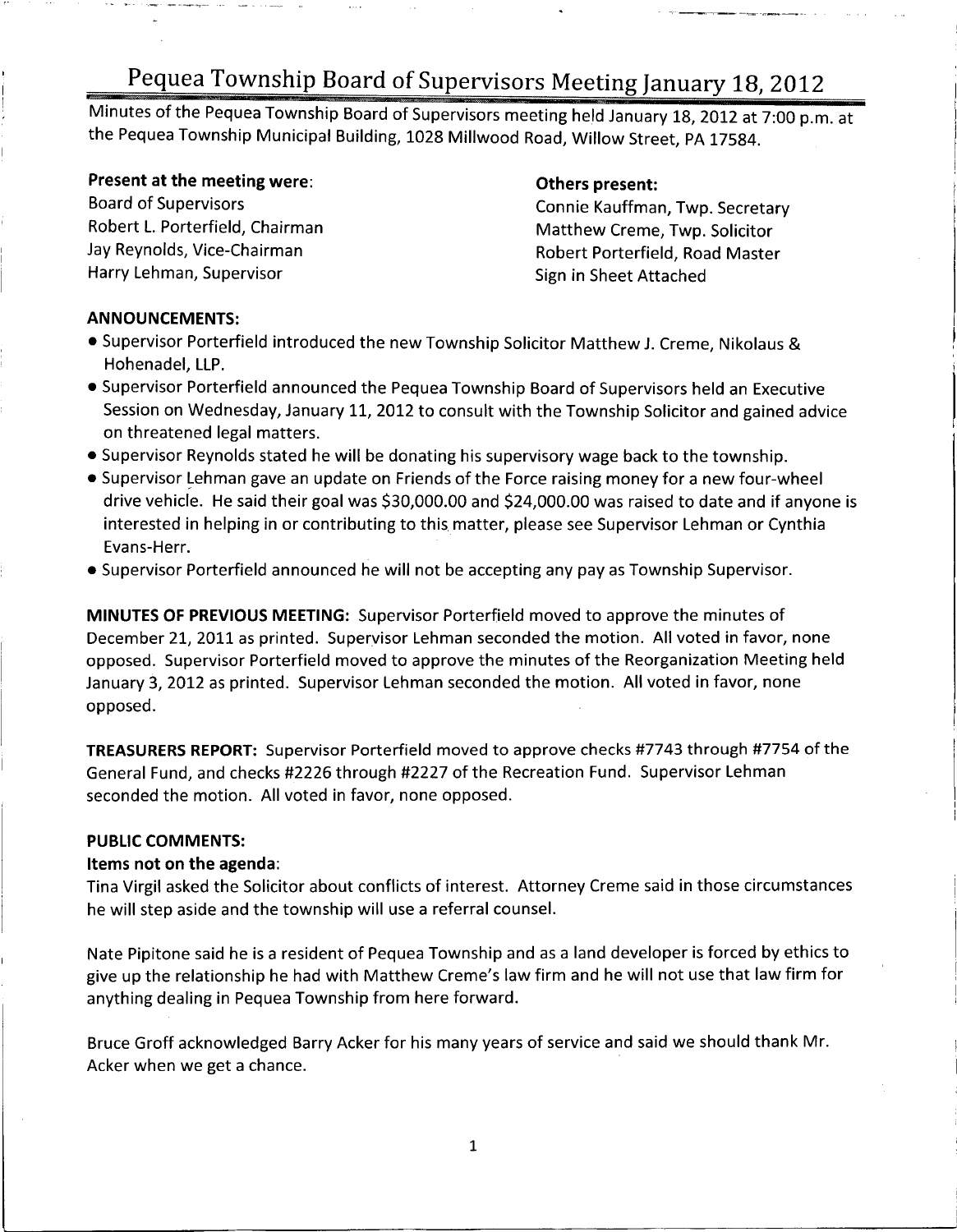# Pequea Township Board of Supervisors Meeting January 18, 2012

Minutes of the Pequea Township Board of Supervisors meeting held January 18, 2012 at 7:00 p.m. at the Pequea Township Municipal Building, 1028 Millwood Road, Willow Street, PA 17584.

**Present at the meeting were**:
Board of Supervisors
Robert L. Porterfield, Chairman
Jay Reynolds, Vice-Chairman
Harry Lehman, Supervisor

**Others present:**
Connie Kauffman, Twp. Secretary
Matthew Creme, Twp. Solicitor
Robert Porterfield, Road Master
Sign in Sheet Attached

**ANNOUNCEMENTS:**

- Supervisor Porterfield introduced the new Township Solicitor Matthew J. Creme, Nikolaus & Hohenadel, LLP.
- Supervisor Porterfield announced the Pequea Township Board of Supervisors held an Executive Session on Wednesday, January 11, 2012 to consult with the Township Solicitor and gained advice on threatened legal matters.
- Supervisor Reynolds stated he will be donating his supervisory wage back to the township.
- Supervisor Lehman gave an update on Friends of the Force raising money for a new four-wheel drive vehicle. He said their goal was $30,000.00 and $24,000.00 was raised to date and if anyone is interested in helping in or contributing to this matter, please see Supervisor Lehman or Cynthia Evans-Herr.
- Supervisor Porterfield announced he will not be accepting any pay as Township Supervisor.

**MINUTES OF PREVIOUS MEETING:** Supervisor Porterfield moved to approve the minutes of December 21, 2011 as printed. Supervisor Lehman seconded the motion. All voted in favor, none opposed. Supervisor Porterfield moved to approve the minutes of the Reorganization Meeting held January 3, 2012 as printed. Supervisor Lehman seconded the motion. All voted in favor, none opposed.

**TREASURERS REPORT:** Supervisor Porterfield moved to approve checks #7743 through #7754 of the General Fund, and checks #2226 through #2227 of the Recreation Fund. Supervisor Lehman seconded the motion. All voted in favor, none opposed.

**PUBLIC COMMENTS:**

**Items not on the agenda**:

Tina Virgil asked the Solicitor about conflicts of interest. Attorney Creme said in those circumstances he will step aside and the township will use a referral counsel.

Nate Pipitone said he is a resident of Pequea Township and as a land developer is forced by ethics to give up the relationship he had with Matthew Creme's law firm and he will not use that law firm for anything dealing in Pequea Township from here forward.

Bruce Groff acknowledged Barry Acker for his many years of service and said we should thank Mr. Acker when we get a chance.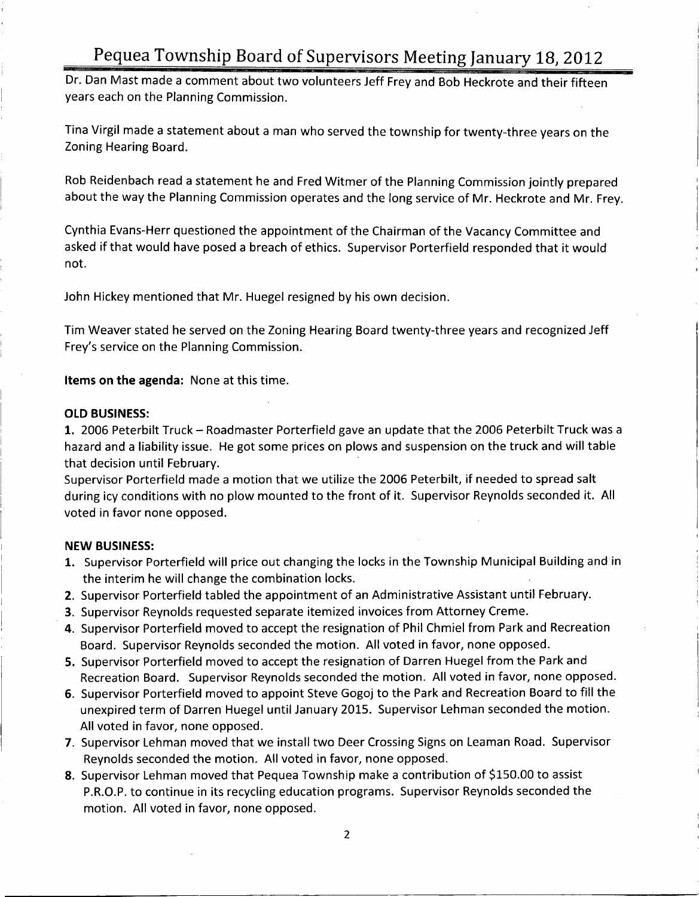Dr. Dan Mast made a comment about two volunteers Jeff Frey and Bob Heckrote and their fifteen years each on the Planning Commission.

Tina Virgil made a statement about a man who served the township for twenty-three years on the Zoning Hearing Board.

Rob Reidenbach read a statement he and Fred Witmer of the Planning Commission jointly prepared about the way the Planning Commission operates and the long service of Mr. Heckrote and Mr. Frey.

Cynthia Evans-Herr questioned the appointment of the Chairman of the Vacancy Committee and asked if that would have posed a breach of ethics. Supervisor Porterfield responded that it would not.

John Hickey mentioned that Mr. Huegel resigned by his own decision.

Tim Weaver stated he served on the Zoning Hearing Board twenty-three years and recognized Jeff Frey's service on the Planning Commission.

**Items on the agenda:** None at this time.

**OLD BUSINESS:**

1. 2006 Peterbilt Truck – Roadmaster Porterfield gave an update that the 2006 Peterbilt Truck was a hazard and a liability issue. He got some prices on plows and suspension on the truck and will table that decision until February.

Supervisor Porterfield made a motion that we utilize the 2006 Peterbilt, if needed to spread salt during icy conditions with no plow mounted to the front of it. Supervisor Reynolds seconded it. All voted in favor none opposed.

**NEW BUSINESS:**

1. Supervisor Porterfield will price out changing the locks in the Township Municipal Building and in the interim he will change the combination locks.
2. Supervisor Porterfield tabled the appointment of an Administrative Assistant until February.
3. Supervisor Reynolds requested separate itemized invoices from Attorney Creme.
4. Supervisor Porterfield moved to accept the resignation of Phil Chmiel from Park and Recreation Board. Supervisor Reynolds seconded the motion. All voted in favor, none opposed.
5. Supervisor Porterfield moved to accept the resignation of Darren Huegel from the Park and Recreation Board. Supervisor Reynolds seconded the motion. All voted in favor, none opposed.
6. Supervisor Porterfield moved to appoint Steve Gogoj to the Park and Recreation Board to fill the unexpired term of Darren Huegel until January 2015. Supervisor Lehman seconded the motion. All voted in favor, none opposed.
7. Supervisor Lehman moved that we install two Deer Crossing Signs on Leaman Road. Supervisor Reynolds seconded the motion. All voted in favor, none opposed.
8. Supervisor Lehman moved that Pequea Township make a contribution of $150.00 to assist P.R.O.P. to continue in its recycling education programs. Supervisor Reynolds seconded the motion. All voted in favor, none opposed.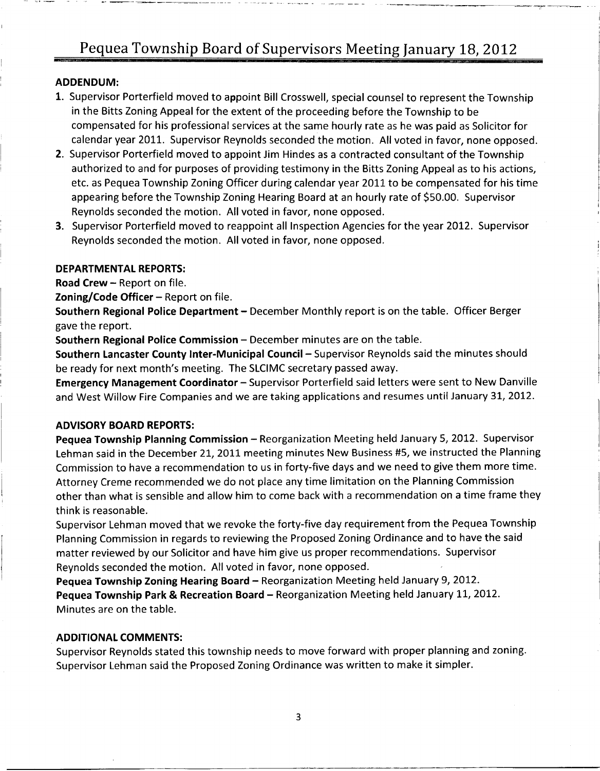## ADDENDUM:

1. Supervisor Porterfield moved to appoint Bill Crosswell, special counsel to represent the Township in the Bitts Zoning Appeal for the extent of the proceeding before the Township to be compensated for his professional services at the same hourly rate as he was paid as Solicitor for calendar year 2011. Supervisor Reynolds seconded the motion. All voted in favor, none opposed.
2. Supervisor Porterfield moved to appoint Jim Hindes as a contracted consultant of the Township authorized to and for purposes of providing testimony in the Bitts Zoning Appeal as to his actions, etc. as Pequea Township Zoning Officer during calendar year 2011 to be compensated for his time appearing before the Township Zoning Hearing Board at an hourly rate of $50.00. Supervisor Reynolds seconded the motion. All voted in favor, none opposed.
3. Supervisor Porterfield moved to reappoint all Inspection Agencies for the year 2012. Supervisor Reynolds seconded the motion. All voted in favor, none opposed.

## DEPARTMENTAL REPORTS:

**Road Crew** – Report on file.

**Zoning/Code Officer** – Report on file.

**Southern Regional Police Department** – December Monthly report is on the table. Officer Berger gave the report.

**Southern Regional Police Commission** – December minutes are on the table.

**Southern Lancaster County Inter-Municipal Council** – Supervisor Reynolds said the minutes should be ready for next month's meeting. The SLCIMC secretary passed away.

**Emergency Management Coordinator** – Supervisor Porterfield said letters were sent to New Danville and West Willow Fire Companies and we are taking applications and resumes until January 31, 2012.

## ADVISORY BOARD REPORTS:

**Pequea Township Planning Commission** – Reorganization Meeting held January 5, 2012. Supervisor Lehman said in the December 21, 2011 meeting minutes New Business #5, we instructed the Planning Commission to have a recommendation to us in forty-five days and we need to give them more time. Attorney Creme recommended we do not place any time limitation on the Planning Commission other than what is sensible and allow him to come back with a recommendation on a time frame they think is reasonable.

Supervisor Lehman moved that we revoke the forty-five day requirement from the Pequea Township Planning Commission in regards to reviewing the Proposed Zoning Ordinance and to have the said matter reviewed by our Solicitor and have him give us proper recommendations. Supervisor Reynolds seconded the motion. All voted in favor, none opposed.

**Pequea Township Zoning Hearing Board** – Reorganization Meeting held January 9, 2012.

**Pequea Township Park & Recreation Board** – Reorganization Meeting held January 11, 2012. Minutes are on the table.

## ADDITIONAL COMMENTS:

Supervisor Reynolds stated this township needs to move forward with proper planning and zoning. Supervisor Lehman said the Proposed Zoning Ordinance was written to make it simpler.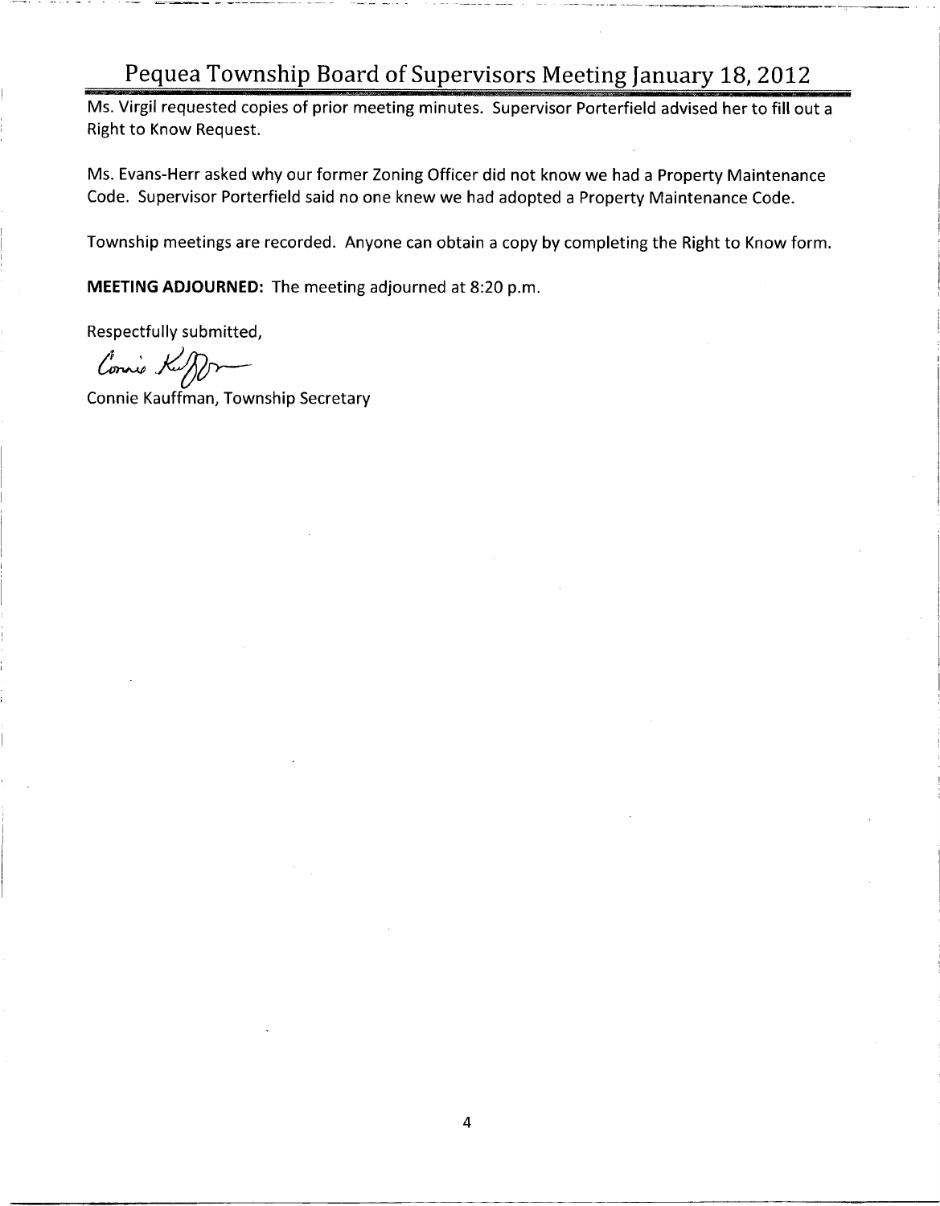Ms. Virgil requested copies of prior meeting minutes. Supervisor Porterfield advised her to fill out a Right to Know Request.

Ms. Evans-Herr asked why our former Zoning Officer did not know we had a Property Maintenance Code. Supervisor Porterfield said no one knew we had adopted a Property Maintenance Code.

Township meetings are recorded. Anyone can obtain a copy by completing the Right to Know form.

**MEETING ADJOURNED:** The meeting adjourned at 8:20 p.m.

Respectfully submitted,

Connie Kauffman, Township Secretary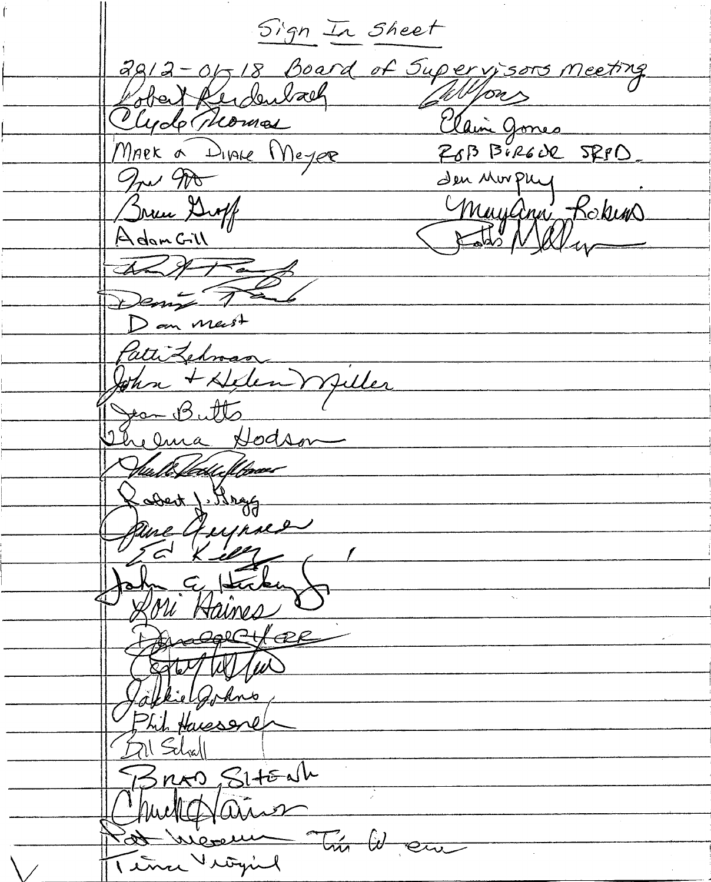# Sign In Sheet

2012-01-18 Board of Supervisors Meeting

Robert Reidenbach

Clyde Thomas

Mark & Diane Meyer

[illegible signature]

Bruce Groff

Adam Gill

[illegible signature]

Dennis [illegible]

Don Mast

Patti Zehman

John + Helen Miller

Jean Butts

Thelma Hodson

[illegible signature]

Robert J. Gregg

Jane [illegible]

Ed Kelly

John C. Hickey Jr.

Lori Haines

[illegible signature]

[illegible signature]

Jackie Johns

Phil Haeseren

Bill Schall

Brad Stewart

Chuck Haines

Pat [illegible]

Tim [illegible]

Teresa [illegible]

[illegible signature]

Elaine Jones

Rob Birger SRPD

Jen Murphy

MaryAnn Roberts

[illegible signature]